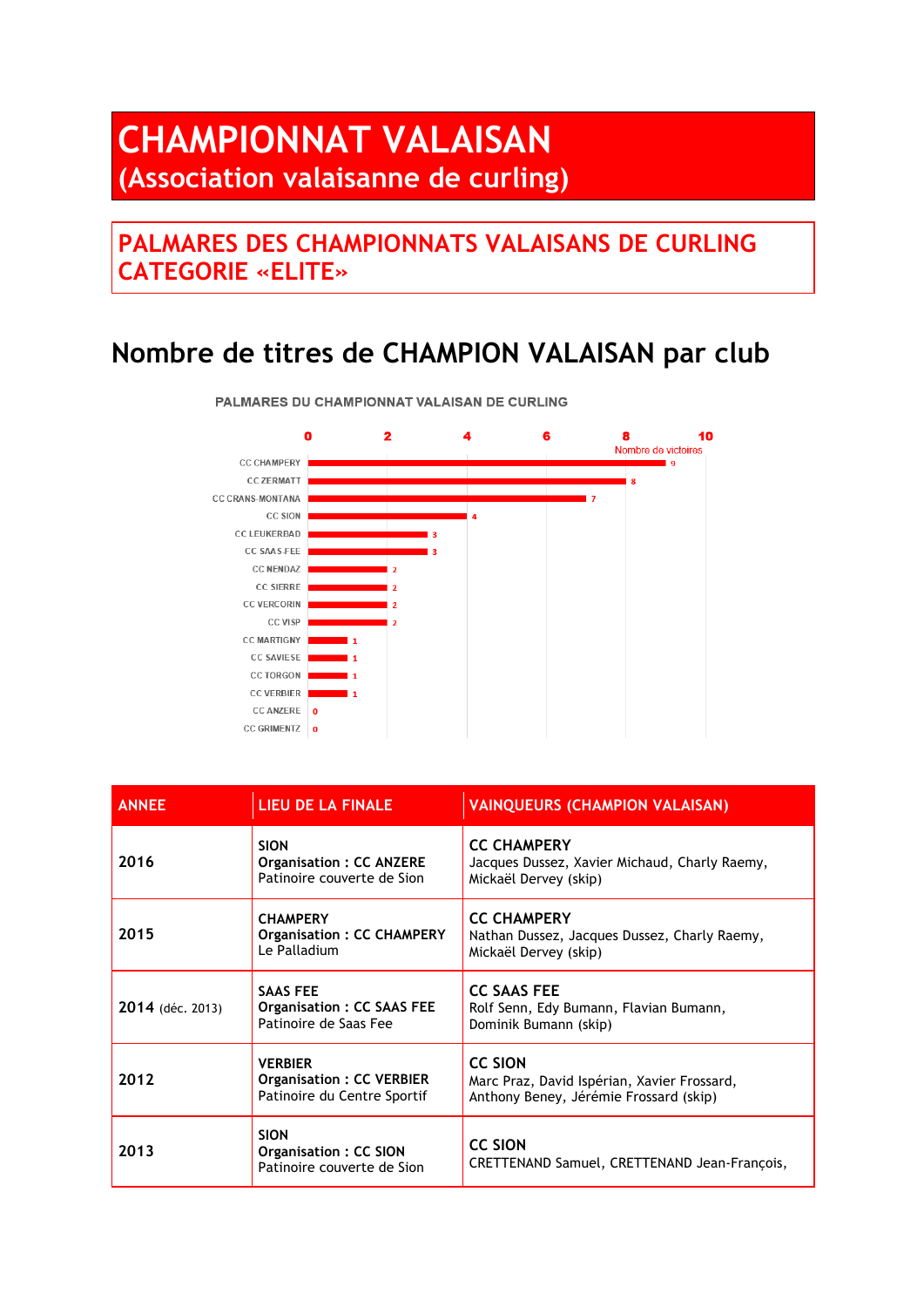# CHAMPIONNAT VALAISAN
(Association valaisanne de curling)

## PALMARES DES CHAMPIONNATS VALAISANS DE CURLING CATEGORIE «ELITE»

## Nombre de titres de CHAMPION VALAISAN par club

PALMARES DU CHAMPIONNAT VALAISAN DE CURLING

| Club | Nombre de victoires |
|---|---|
| CC CHAMPERY | 9 |
| CC ZERMATT | 8 |
| CC CRANS-MONTANA | 7 |
| CC SION | 4 |
| CC LEUKERBAD | 3 |
| CC SAAS-FEE | 3 |
| CC NENDAZ | 2 |
| CC SIERRE | 2 |
| CC VERCORIN | 2 |
| CC VISP | 2 |
| CC MARTIGNY | 1 |
| CC SAVIESE | 1 |
| CC TORGON | 1 |
| CC VERBIER | 1 |
| CC ANZERE | 0 |
| CC GRIMENTZ | 0 |

| ANNEE | LIEU DE LA FINALE | VAINQUEURS (CHAMPION VALAISAN) |
|---|---|---|
| **2016** | **SION**<br>**Organisation : CC ANZERE**<br>Patinoire couverte de Sion | **CC CHAMPERY**<br>Jacques Dussez, Xavier Michaud, Charly Raemy, Mickaël Dervey (skip) |
| **2015** | **CHAMPERY**<br>**Organisation : CC CHAMPERY**<br>Le Palladium | **CC CHAMPERY**<br>Nathan Dussez, Jacques Dussez, Charly Raemy, Mickaël Dervey (skip) |
| **2014** (déc. 2013) | **SAAS FEE**<br>**Organisation : CC SAAS FEE**<br>Patinoire de Saas Fee | **CC SAAS FEE**<br>Rolf Senn, Edy Bumann, Flavian Bumann, Dominik Bumann (skip) |
| **2012** | **VERBIER**<br>**Organisation : CC VERBIER**<br>Patinoire du Centre Sportif | **CC SION**<br>Marc Praz, David Ispérian, Xavier Frossard, Anthony Beney, Jérémie Frossard (skip) |
| **2013** | **SION**<br>**Organisation : CC SION**<br>Patinoire couverte de Sion | **CC SION**<br>CRETTENAND Samuel, CRETTENAND Jean-François, |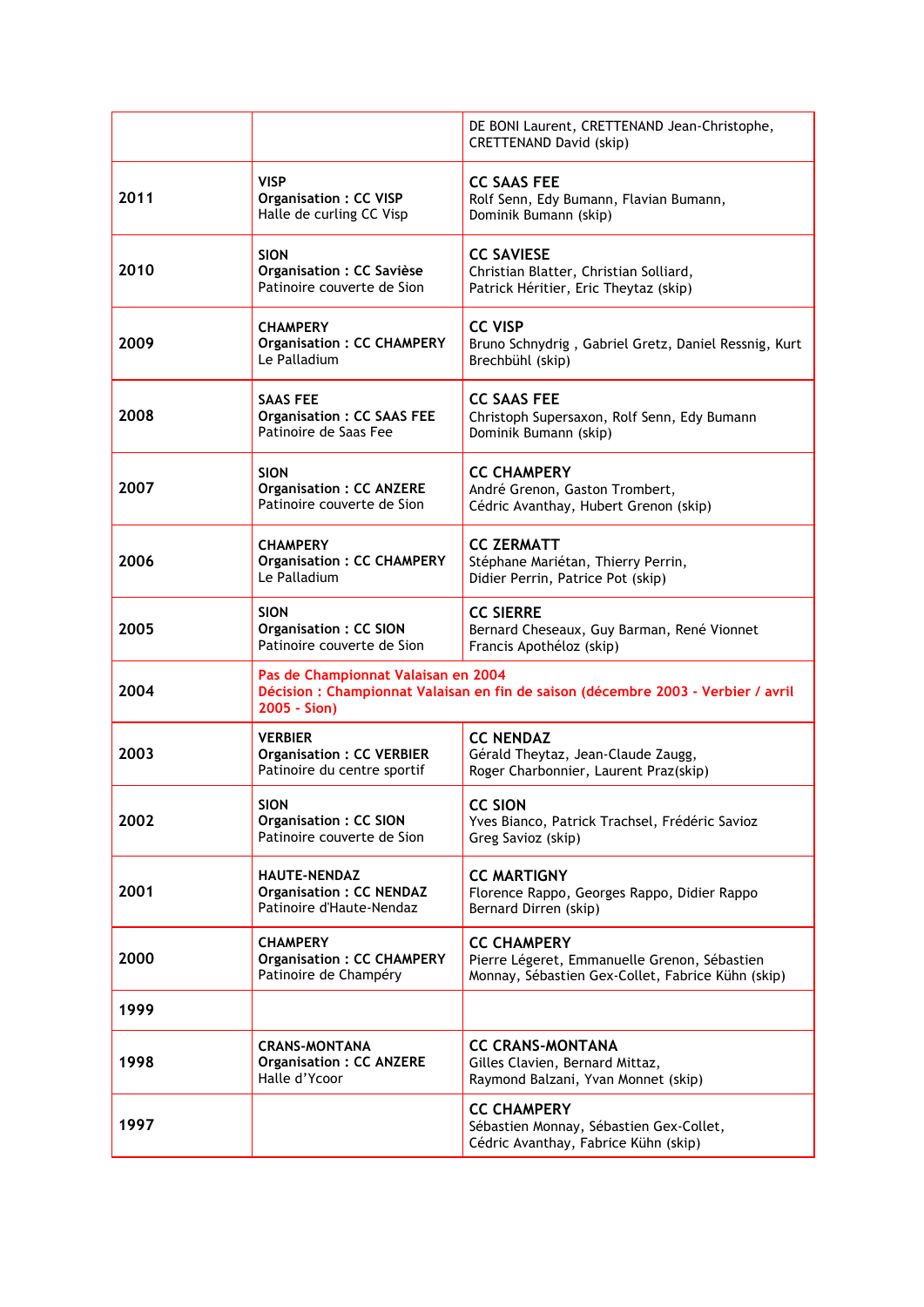|  |  |  |
|---|---|---|
|  |  | DE BONI Laurent, CRETTENAND Jean-Christophe, CRETTENAND David (skip) |
| **2011** | **VISP**<br>**Organisation : CC VISP**<br>Halle de curling CC Visp | **CC SAAS FEE**<br>Rolf Senn, Edy Bumann, Flavian Bumann, Dominik Bumann (skip) |
| **2010** | **SION**<br>**Organisation : CC Savièse**<br>Patinoire couverte de Sion | **CC SAVIESE**<br>Christian Blatter, Christian Solliard, Patrick Héritier, Eric Theytaz (skip) |
| **2009** | **CHAMPERY**<br>**Organisation : CC CHAMPERY**<br>Le Palladium | **CC VISP**<br>Bruno Schnydrig , Gabriel Gretz, Daniel Ressnig, Kurt Brechbühl (skip) |
| **2008** | **SAAS FEE**<br>**Organisation : CC SAAS FEE**<br>Patinoire de Saas Fee | **CC SAAS FEE**<br>Christoph Supersaxon, Rolf Senn, Edy Bumann Dominik Bumann (skip) |
| **2007** | **SION**<br>**Organisation : CC ANZERE**<br>Patinoire couverte de Sion | **CC CHAMPERY**<br>André Grenon, Gaston Trombert, Cédric Avanthay, Hubert Grenon (skip) |
| **2006** | **CHAMPERY**<br>**Organisation : CC CHAMPERY**<br>Le Palladium | **CC ZERMATT**<br>Stéphane Mariétan, Thierry Perrin, Didier Perrin, Patrice Pot (skip) |
| **2005** | **SION**<br>**Organisation : CC SION**<br>Patinoire couverte de Sion | **CC SIERRE**<br>Bernard Cheseaux, Guy Barman, René Vionnet Francis Apothéloz (skip) |
| **2004** | **Pas de Championnat Valaisan en 2004**<br>**Décision : Championnat Valaisan en fin de saison (décembre 2003 - Verbier / avril 2005 - Sion)** |  |
| **2003** | **VERBIER**<br>**Organisation : CC VERBIER**<br>Patinoire du centre sportif | **CC NENDAZ**<br>Gérald Theytaz, Jean-Claude Zaugg, Roger Charbonnier, Laurent Praz(skip) |
| **2002** | **SION**<br>**Organisation : CC SION**<br>Patinoire couverte de Sion | **CC SION**<br>Yves Bianco, Patrick Trachsel, Frédéric Savioz Greg Savioz (skip) |
| **2001** | **HAUTE-NENDAZ**<br>**Organisation : CC NENDAZ**<br>Patinoire d'Haute-Nendaz | **CC MARTIGNY**<br>Florence Rappo, Georges Rappo, Didier Rappo Bernard Dirren (skip) |
| **2000** | **CHAMPERY**<br>**Organisation : CC CHAMPERY**<br>Patinoire de Champéry | **CC CHAMPERY**<br>Pierre Légeret, Emmanuelle Grenon, Sébastien Monnay, Sébastien Gex-Collet, Fabrice Kühn (skip) |
| **1999** |  |  |
| **1998** | **CRANS-MONTANA**<br>**Organisation : CC ANZERE**<br>Halle d'Ycoor | **CC CRANS-MONTANA**<br>Gilles Clavien, Bernard Mittaz, Raymond Balzani, Yvan Monnet (skip) |
| **1997** |  | **CC CHAMPERY**<br>Sébastien Monnay, Sébastien Gex-Collet, Cédric Avanthay, Fabrice Kühn (skip) |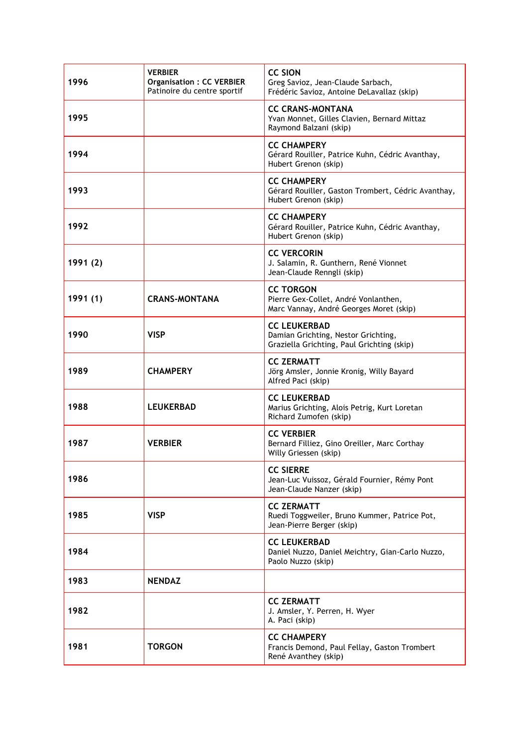| | | |
|---|---|---|
| **1996** | **VERBIER**<br>**Organisation : CC VERBIER**<br>Patinoire du centre sportif | **CC SION**<br>Greg Savioz, Jean-Claude Sarbach,<br>Frédéric Savioz, Antoine DeLavallaz (skip) |
| **1995** | | **CC CRANS-MONTANA**<br>Yvan Monnet, Gilles Clavien, Bernard Mittaz<br>Raymond Balzani (skip) |
| **1994** | | **CC CHAMPERY**<br>Gérard Rouiller, Patrice Kuhn, Cédric Avanthay,<br>Hubert Grenon (skip) |
| **1993** | | **CC CHAMPERY**<br>Gérard Rouiller, Gaston Trombert, Cédric Avanthay,<br>Hubert Grenon (skip) |
| **1992** | | **CC CHAMPERY**<br>Gérard Rouiller, Patrice Kuhn, Cédric Avanthay,<br>Hubert Grenon (skip) |
| **1991 (2)** | | **CC VERCORIN**<br>J. Salamin, R. Gunthern, René Vionnet<br>Jean-Claude Renngli (skip) |
| **1991 (1)** | **CRANS-MONTANA** | **CC TORGON**<br>Pierre Gex-Collet, André Vonlanthen,<br>Marc Vannay, André Georges Moret (skip) |
| **1990** | **VISP** | **CC LEUKERBAD**<br>Damian Grichting, Nestor Grichting,<br>Graziella Grichting, Paul Grichting (skip) |
| **1989** | **CHAMPERY** | **CC ZERMATT**<br>Jörg Amsler, Jonnie Kronig, Willy Bayard<br>Alfred Paci (skip) |
| **1988** | **LEUKERBAD** | **CC LEUKERBAD**<br>Marius Grichting, Alois Petrig, Kurt Loretan<br>Richard Zumofen (skip) |
| **1987** | **VERBIER** | **CC VERBIER**<br>Bernard Filliez, Gino Oreiller, Marc Corthay<br>Willy Griessen (skip) |
| **1986** | | **CC SIERRE**<br>Jean-Luc Vuissoz, Gérald Fournier, Rémy Pont<br>Jean-Claude Nanzer (skip) |
| **1985** | **VISP** | **CC ZERMATT**<br>Ruedi Toggweiler, Bruno Kummer, Patrice Pot,<br>Jean-Pierre Berger (skip) |
| **1984** | | **CC LEUKERBAD**<br>Daniel Nuzzo, Daniel Meichtry, Gian-Carlo Nuzzo,<br>Paolo Nuzzo (skip) |
| **1983** | **NENDAZ** | |
| **1982** | | **CC ZERMATT**<br>J. Amsler, Y. Perren, H. Wyer<br>A. Paci (skip) |
| **1981** | **TORGON** | **CC CHAMPERY**<br>Francis Demond, Paul Fellay, Gaston Trombert<br>René Avanthey (skip) |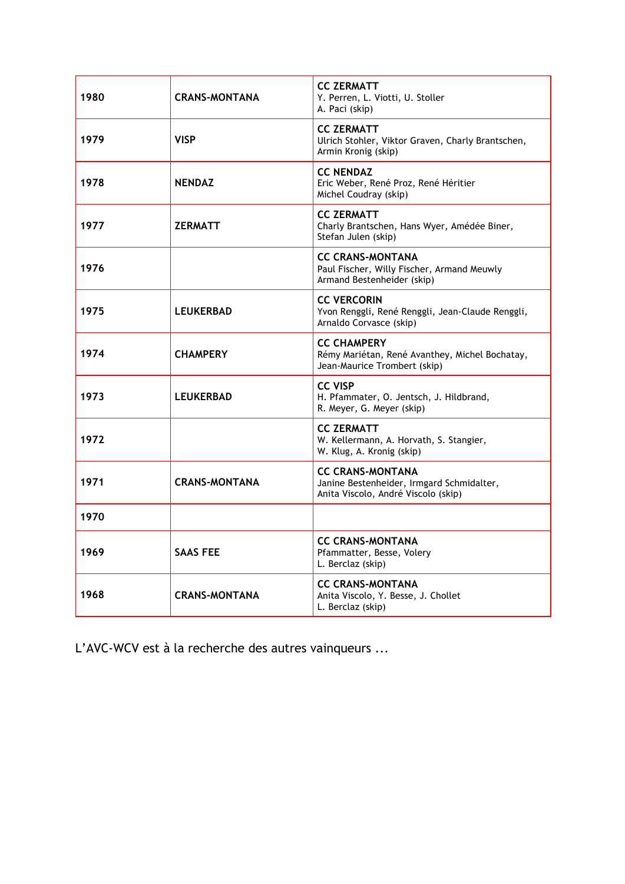| | | |
|---|---|---|
| 1980 | CRANS-MONTANA | **CC ZERMATT**<br>Y. Perren, L. Viotti, U. Stoller<br>A. Paci (skip) |
| 1979 | VISP | **CC ZERMATT**<br>Ulrich Stohler, Viktor Graven, Charly Brantschen, Armin Kronig (skip) |
| 1978 | NENDAZ | **CC NENDAZ**<br>Eric Weber, René Proz, René Héritier<br>Michel Coudray (skip) |
| 1977 | ZERMATT | **CC ZERMATT**<br>Charly Brantschen, Hans Wyer, Amédée Biner, Stefan Julen (skip) |
| 1976 | | **CC CRANS-MONTANA**<br>Paul Fischer, Willy Fischer, Armand Meuwly<br>Armand Bestenheider (skip) |
| 1975 | LEUKERBAD | **CC VERCORIN**<br>Yvon Renggli, René Renggli, Jean-Claude Renggli, Arnaldo Corvasce (skip) |
| 1974 | CHAMPERY | **CC CHAMPERY**<br>Rémy Mariétan, René Avanthey, Michel Bochatay, Jean-Maurice Trombert (skip) |
| 1973 | LEUKERBAD | **CC VISP**<br>H. Pfammater, O. Jentsch, J. Hildbrand,<br>R. Meyer, G. Meyer (skip) |
| 1972 | | **CC ZERMATT**<br>W. Kellermann, A. Horvath, S. Stangier,<br>W. Klug, A. Kronig (skip) |
| 1971 | CRANS-MONTANA | **CC CRANS-MONTANA**<br>Janine Bestenheider, Irmgard Schmidalter, Anita Viscolo, André Viscolo (skip) |
| 1970 | | |
| 1969 | SAAS FEE | **CC CRANS-MONTANA**<br>Pfammatter, Besse, Volery<br>L. Berclaz (skip) |
| 1968 | CRANS-MONTANA | **CC CRANS-MONTANA**<br>Anita Viscolo, Y. Besse, J. Chollet<br>L. Berclaz (skip) |

L'AVC-WCV est à la recherche des autres vainqueurs ...